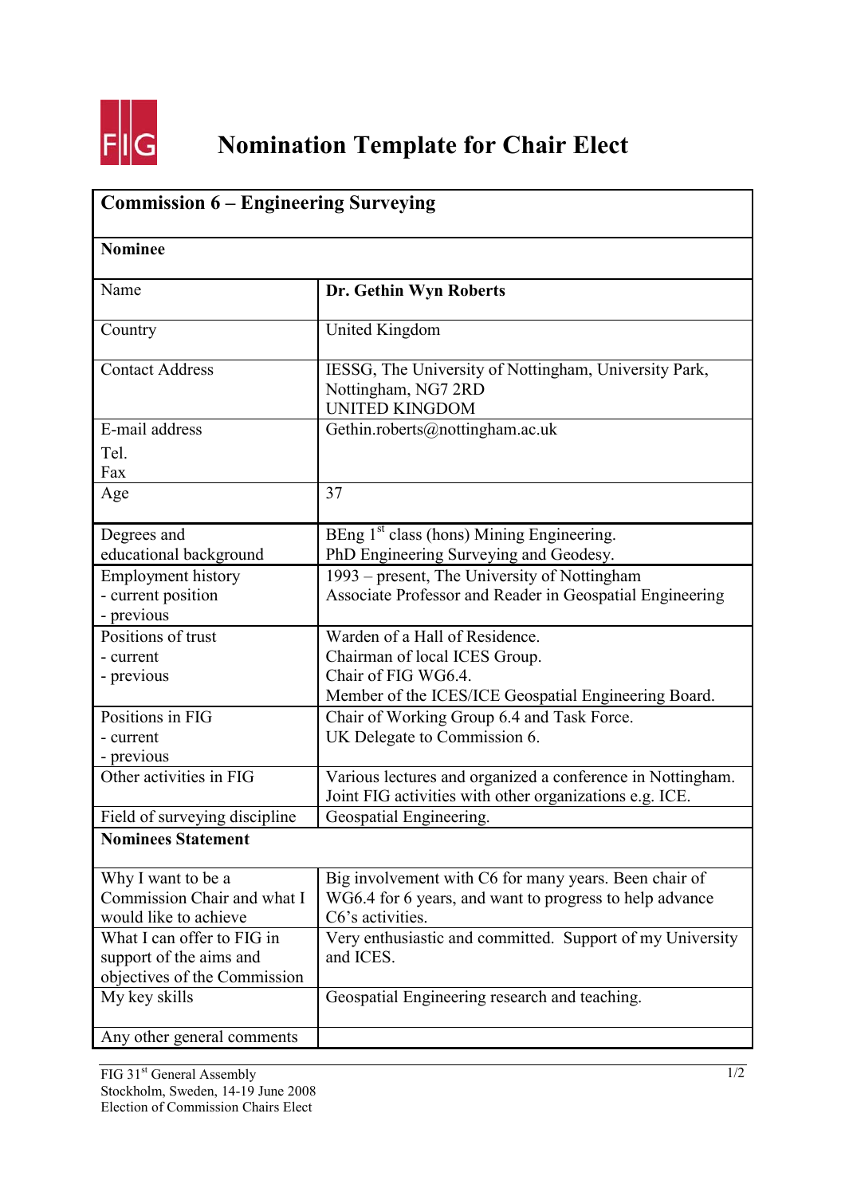# Nomination Template for Chair Elect

| **Commission 6 – Engineering Surveying** | |
|---|---|
| **Nominee** | |
| Name | **Dr. Gethin Wyn Roberts** |
| Country | United Kingdom |
| Contact Address | IESSG, The University of Nottingham, University Park, Nottingham, NG7 2RD<br>UNITED KINGDOM |
| E-mail address<br>Tel.<br>Fax | Gethin.roberts@nottingham.ac.uk |
| Age | 37 |
| Degrees and educational background | BEng 1st class (hons) Mining Engineering.<br>PhD Engineering Surveying and Geodesy. |
| Employment history<br>- current position<br>- previous | 1993 – present, The University of Nottingham<br>Associate Professor and Reader in Geospatial Engineering |
| Positions of trust<br>- current<br>- previous | Warden of a Hall of Residence.<br>Chairman of local ICES Group.<br>Chair of FIG WG6.4.<br>Member of the ICES/ICE Geospatial Engineering Board. |
| Positions in FIG<br>- current<br>- previous | Chair of Working Group 6.4 and Task Force.<br>UK Delegate to Commission 6. |
| Other activities in FIG | Various lectures and organized a conference in Nottingham.<br>Joint FIG activities with other organizations e.g. ICE. |
| Field of surveying discipline | Geospatial Engineering. |
| **Nominees Statement** | |
| Why I want to be a Commission Chair and what I would like to achieve | Big involvement with C6 for many years. Been chair of WG6.4 for 6 years, and want to progress to help advance C6's activities. |
| What I can offer to FIG in support of the aims and objectives of the Commission | Very enthusiastic and committed. Support of my University and ICES. |
| My key skills | Geospatial Engineering research and teaching. |
| Any other general comments | |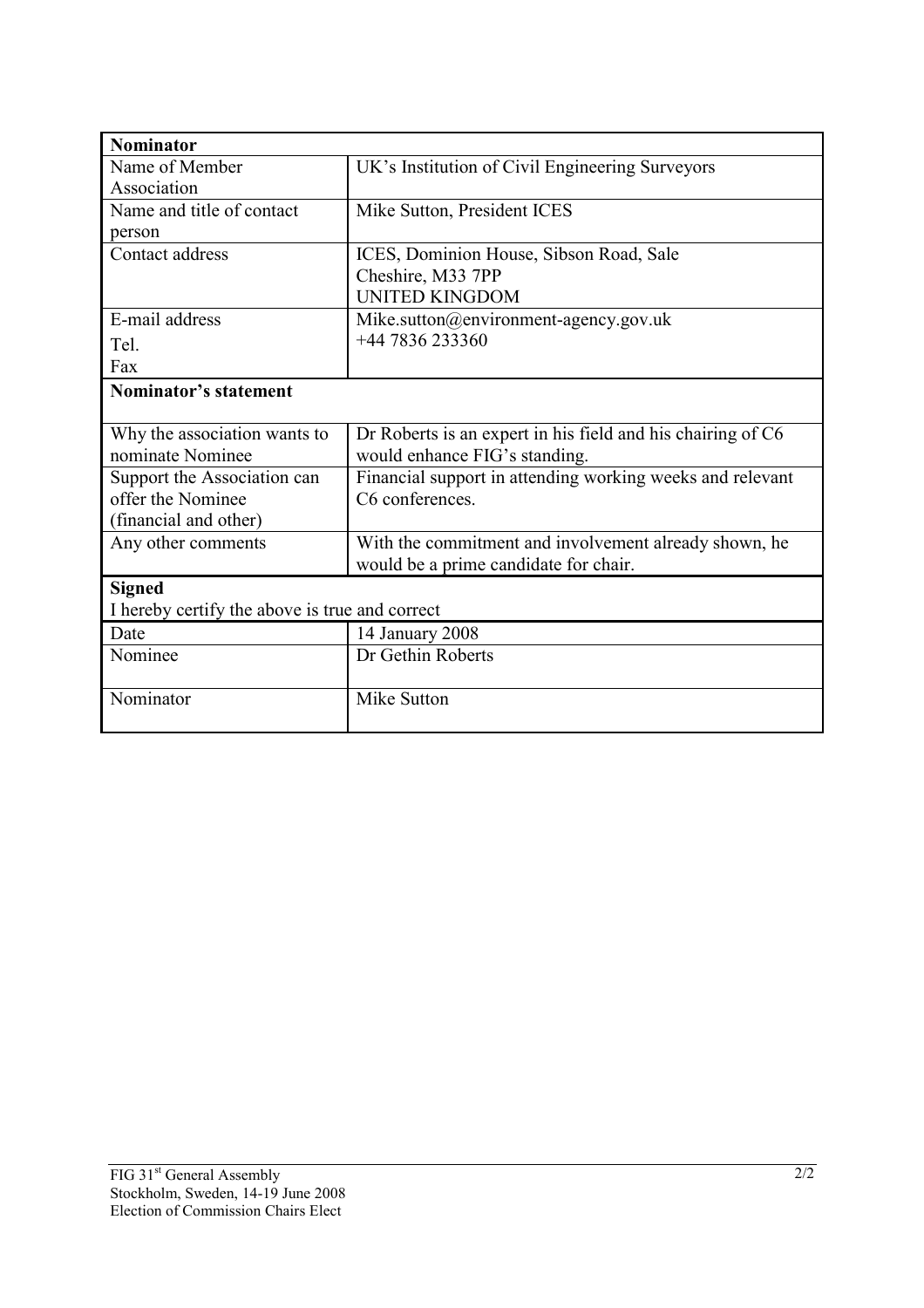| **Nominator** | |
|---|---|
| Name of Member Association | UK's Institution of Civil Engineering Surveyors |
| Name and title of contact person | Mike Sutton, President ICES |
| Contact address | ICES, Dominion House, Sibson Road, Sale<br>Cheshire, M33 7PP<br>UNITED KINGDOM |
| E-mail address<br>Tel.<br>Fax | Mike.sutton@environment-agency.gov.uk<br>+44 7836 233360 |
| **Nominator's statement** | |
| Why the association wants to nominate Nominee | Dr Roberts is an expert in his field and his chairing of C6 would enhance FIG's standing. |
| Support the Association can offer the Nominee (financial and other) | Financial support in attending working weeks and relevant C6 conferences. |
| Any other comments | With the commitment and involvement already shown, he would be a prime candidate for chair. |
| **Signed**<br>I hereby certify the above is true and correct | |
| Date | 14 January 2008 |
| Nominee | Dr Gethin Roberts |
| Nominator | Mike Sutton |